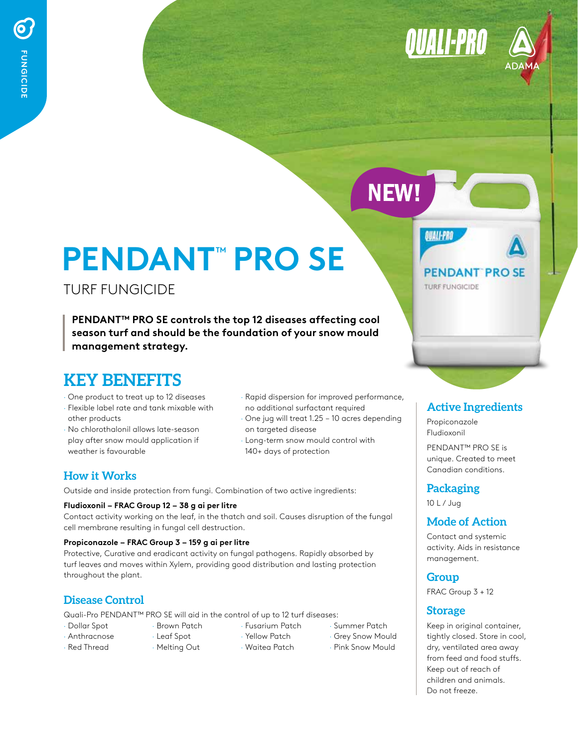# PENDANT™ PRO SE

TURF FUNGICIDE

**PENDANT™ PRO SE controls the top 12 diseases affecting cool season turf and should be the foundation of your snow mould management strategy.**

## KEY BENEFITS

- One product to treat up to 12 diseases
- Flexible label rate and tank mixable with other products
- No chlorothalonil allows late-season play after snow mould application if weather is favourable
- Rapid dispersion for improved performance, no additional surfactant required
- One jug will treat 1.25 – 10 acres depending on targeted disease
- Long-term snow mould control with 140+ days of protection

### How it Works

Outside and inside protection from fungi. Combination of two active ingredients:

**Fludioxonil – FRAC Group 12 – 38 g ai per litre**

Contact activity working on the leaf, in the thatch and soil. Causes disruption of the fungal cell membrane resulting in fungal cell destruction.

**Propiconazole – FRAC Group 3 – 159 g ai per litre**

Protective, Curative and eradicant activity on fungal pathogens. Rapidly absorbed by turf leaves and moves within Xylem, providing good distribution and lasting protection throughout the plant.

### Disease Control

Quali-Pro PENDANT™ PRO SE will aid in the control of up to 12 turf diseases:

- Dollar Spot
- Anthracnose
- Red Thread
- Brown Patch
- Leaf Spot
- Melting Out
- Fusarium Patch
- Yellow Patch
- Waitea Patch
- Summer Patch
- Grey Snow Mould
- Pink Snow Mould

### Active Ingredients

Propiconazole
Fludioxonil

PENDANT™ PRO SE is unique. Created to meet Canadian conditions.

### Packaging

10 L / Jug

### Mode of Action

Contact and systemic activity. Aids in resistance management.

### Group

FRAC Group 3 + 12

### Storage

Keep in original container, tightly closed. Store in cool, dry, ventilated area away from feed and food stuffs. Keep out of reach of children and animals. Do not freeze.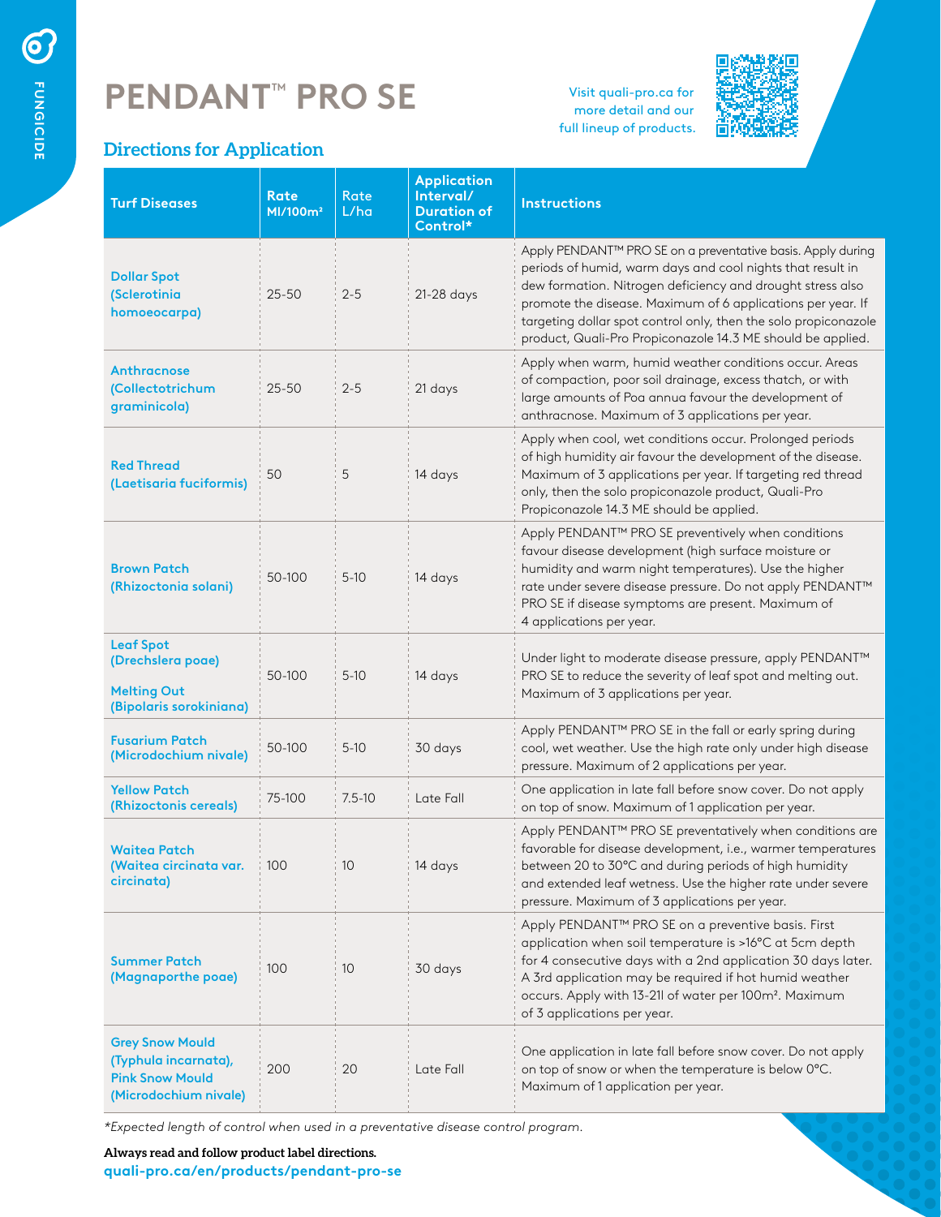FUNGICIDE

# PENDANT™ PRO SE

Visit quali-pro.ca for more detail and our full lineup of products.

## Directions for Application

| Turf Diseases | Rate Ml/100m² | Rate L/ha | Application Interval/ Duration of Control* | Instructions |
|---|---|---|---|---|
| **Dollar Spot (Sclerotinia homoeocarpa)** | 25-50 | 2-5 | 21-28 days | Apply PENDANT™ PRO SE on a preventative basis. Apply during periods of humid, warm days and cool nights that result in dew formation. Nitrogen deficiency and drought stress also promote the disease. Maximum of 6 applications per year. If targeting dollar spot control only, then the solo propiconazole product, Quali-Pro Propiconazole 14.3 ME should be applied. |
| **Anthracnose (Collectotrichum graminicola)** | 25-50 | 2-5 | 21 days | Apply when warm, humid weather conditions occur. Areas of compaction, poor soil drainage, excess thatch, or with large amounts of Poa annua favour the development of anthracnose. Maximum of 3 applications per year. |
| **Red Thread (Laetisaria fuciformis)** | 50 | 5 | 14 days | Apply when cool, wet conditions occur. Prolonged periods of high humidity air favour the development of the disease. Maximum of 3 applications per year. If targeting red thread only, then the solo propiconazole product, Quali-Pro Propiconazole 14.3 ME should be applied. |
| **Brown Patch (Rhizoctonia solani)** | 50-100 | 5-10 | 14 days | Apply PENDANT™ PRO SE preventively when conditions favour disease development (high surface moisture or humidity and warm night temperatures). Use the higher rate under severe disease pressure. Do not apply PENDANT™ PRO SE if disease symptoms are present. Maximum of 4 applications per year. |
| **Leaf Spot (Drechslera poae)** **Melting Out (Bipolaris sorokiniana)** | 50-100 | 5-10 | 14 days | Under light to moderate disease pressure, apply PENDANT™ PRO SE to reduce the severity of leaf spot and melting out. Maximum of 3 applications per year. |
| **Fusarium Patch (Microdochium nivale)** | 50-100 | 5-10 | 30 days | Apply PENDANT™ PRO SE in the fall or early spring during cool, wet weather. Use the high rate only under high disease pressure. Maximum of 2 applications per year. |
| **Yellow Patch (Rhizoctonis cereals)** | 75-100 | 7.5-10 | Late Fall | One application in late fall before snow cover. Do not apply on top of snow. Maximum of 1 application per year. |
| **Waitea Patch (Waitea circinata var. circinata)** | 100 | 10 | 14 days | Apply PENDANT™ PRO SE preventatively when conditions are favorable for disease development, i.e., warmer temperatures between 20 to 30°C and during periods of high humidity and extended leaf wetness. Use the higher rate under severe pressure. Maximum of 3 applications per year. |
| **Summer Patch (Magnaporthe poae)** | 100 | 10 | 30 days | Apply PENDANT™ PRO SE on a preventive basis. First application when soil temperature is >16°C at 5cm depth for 4 consecutive days with a 2nd application 30 days later. A 3rd application may be required if hot humid weather occurs. Apply with 13-21l of water per 100m². Maximum of 3 applications per year. |
| **Grey Snow Mould (Typhula incarnata), Pink Snow Mould (Microdochium nivale)** | 200 | 20 | Late Fall | One application in late fall before snow cover. Do not apply on top of snow or when the temperature is below 0°C. Maximum of 1 application per year. |

*\*Expected length of control when used in a preventative disease control program.*

**Always read and follow product label directions.**

quali-pro.ca/en/products/pendant-pro-se